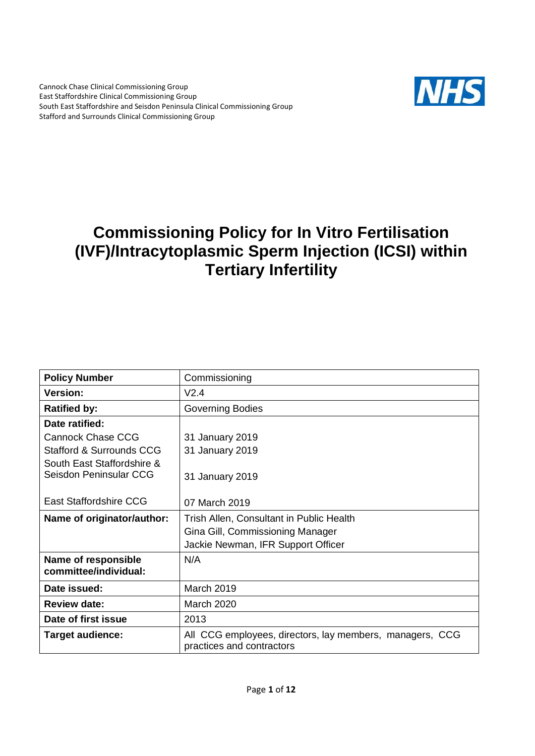Cannock Chase Clinical Commissioning Group
East Staffordshire Clinical Commissioning Group
South East Staffordshire and Seisdon Peninsula Clinical Commissioning Group
Stafford and Surrounds Clinical Commissioning Group

NHS

# Commissioning Policy for In Vitro Fertilisation (IVF)/Intracytoplasmic Sperm Injection (ICSI) within Tertiary Infertility

| **Policy Number** | Commissioning |
|---|---|
| **Version:** | V2.4 |
| **Ratified by:** | Governing Bodies |
| **Date ratified:** | |
| Cannock Chase CCG | 31 January 2019 |
| Stafford & Surrounds CCG | 31 January 2019 |
| South East Staffordshire & Seisdon Peninsular CCG | 31 January 2019 |
| East Staffordshire CCG | 07 March 2019 |
| **Name of originator/author:** | Trish Allen, Consultant in Public Health<br>Gina Gill, Commissioning Manager<br>Jackie Newman, IFR Support Officer |
| **Name of responsible committee/individual:** | N/A |
| **Date issued:** | March 2019 |
| **Review date:** | March 2020 |
| **Date of first issue** | 2013 |
| **Target audience:** | All CCG employees, directors, lay members, managers, CCG practices and contractors |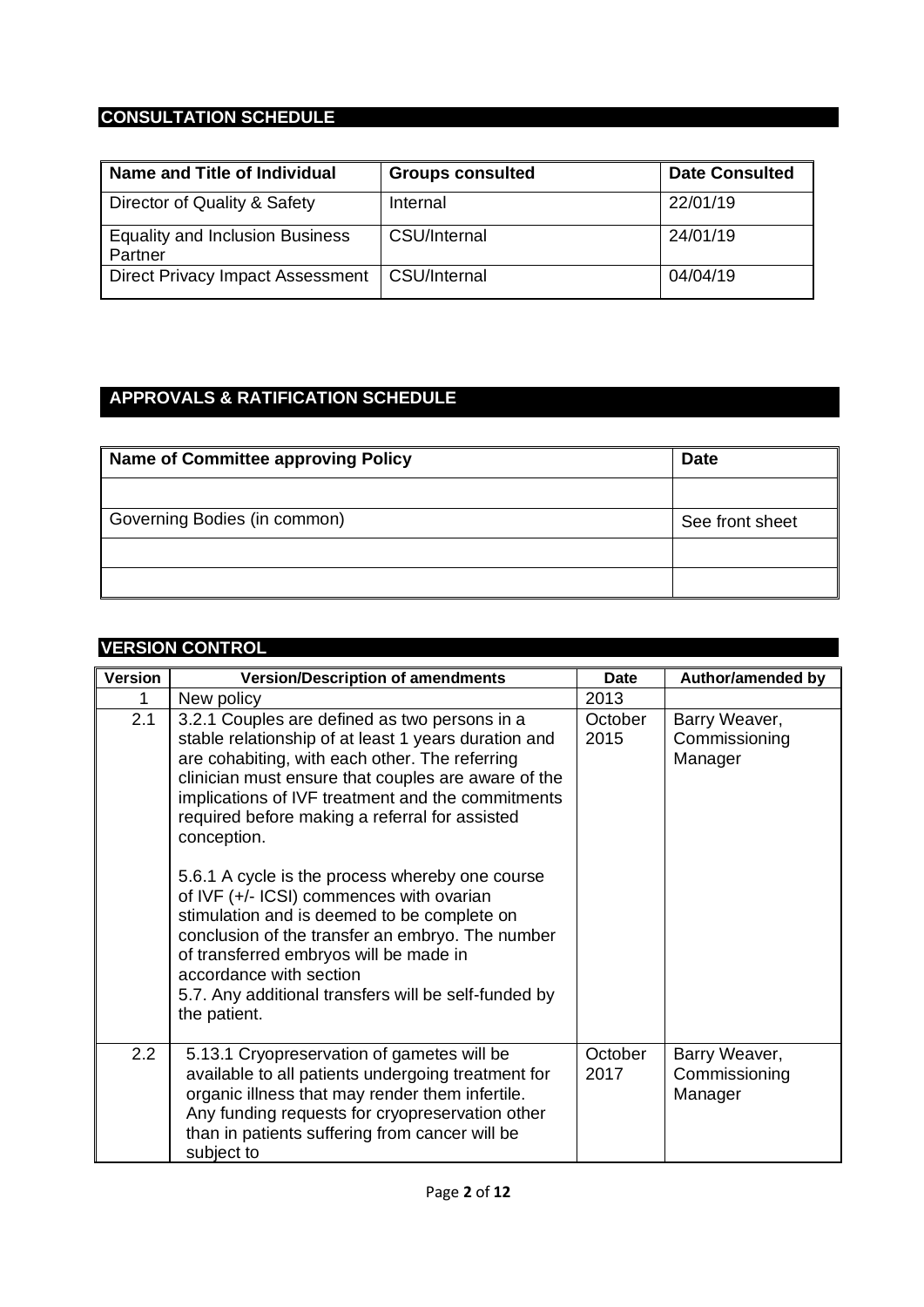## CONSULTATION SCHEDULE

| Name and Title of Individual | Groups consulted | Date Consulted |
|---|---|---|
| Director of Quality & Safety | Internal | 22/01/19 |
| Equality and Inclusion Business Partner | CSU/Internal | 24/01/19 |
| Direct Privacy Impact Assessment | CSU/Internal | 04/04/19 |

## APPROVALS & RATIFICATION SCHEDULE

| Name of Committee approving Policy | Date |
|---|---|
| | |
| Governing Bodies (in common) | See front sheet |
| | |
| | |

## VERSION CONTROL

| Version | Version/Description of amendments | Date | Author/amended by |
|---|---|---|---|
| 1 | New policy | 2013 | |
| 2.1 | 3.2.1 Couples are defined as two persons in a stable relationship of at least 1 years duration and are cohabiting, with each other. The referring clinician must ensure that couples are aware of the implications of IVF treatment and the commitments required before making a referral for assisted conception.<br><br>5.6.1 A cycle is the process whereby one course of IVF (+/- ICSI) commences with ovarian stimulation and is deemed to be complete on conclusion of the transfer an embryo. The number of transferred embryos will be made in accordance with section<br>5.7. Any additional transfers will be self-funded by the patient. | October 2015 | Barry Weaver, Commissioning Manager |
| 2.2 | 5.13.1 Cryopreservation of gametes will be available to all patients undergoing treatment for organic illness that may render them infertile. Any funding requests for cryopreservation other than in patients suffering from cancer will be subject to | October 2017 | Barry Weaver, Commissioning Manager |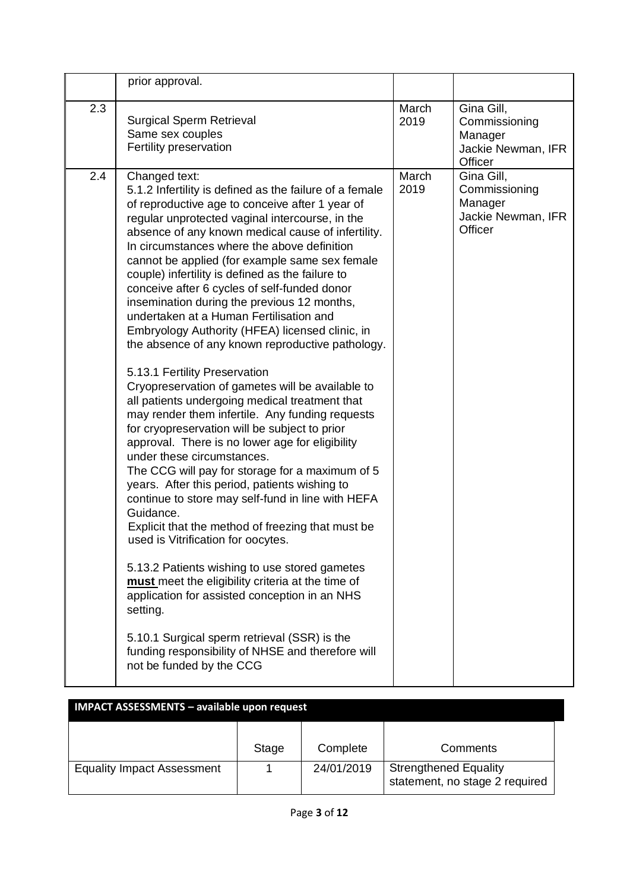|  |  |  |  |
|---|---|---|---|
|  | prior approval. |  |  |
| 2.3 | Surgical Sperm Retrieval<br>Same sex couples<br>Fertility preservation | March 2019 | Gina Gill, Commissioning Manager<br>Jackie Newman, IFR Officer |
| 2.4 | Changed text:<br>5.1.2 Infertility is defined as the failure of a female of reproductive age to conceive after 1 year of regular unprotected vaginal intercourse, in the absence of any known medical cause of infertility. In circumstances where the above definition cannot be applied (for example same sex female couple) infertility is defined as the failure to conceive after 6 cycles of self-funded donor insemination during the previous 12 months, undertaken at a Human Fertilisation and Embryology Authority (HFEA) licensed clinic, in the absence of any known reproductive pathology.<br><br>5.13.1 Fertility Preservation<br>Cryopreservation of gametes will be available to all patients undergoing medical treatment that may render them infertile. Any funding requests for cryopreservation will be subject to prior approval. There is no lower age for eligibility under these circumstances.<br>The CCG will pay for storage for a maximum of 5 years. After this period, patients wishing to continue to store may self-fund in line with HEFA Guidance.<br>Explicit that the method of freezing that must be used is Vitrification for oocytes.<br><br>5.13.2 Patients wishing to use stored gametes **must** meet the eligibility criteria at the time of application for assisted conception in an NHS setting.<br><br>5.10.1 Surgical sperm retrieval (SSR) is the funding responsibility of NHSE and therefore will not be funded by the CCG | March 2019 | Gina Gill, Commissioning Manager<br>Jackie Newman, IFR Officer |

**IMPACT ASSESSMENTS – available upon request**

|  | Stage | Complete | Comments |
|---|---|---|---|
| Equality Impact Assessment | 1 | 24/01/2019 | Strengthened Equality statement, no stage 2 required |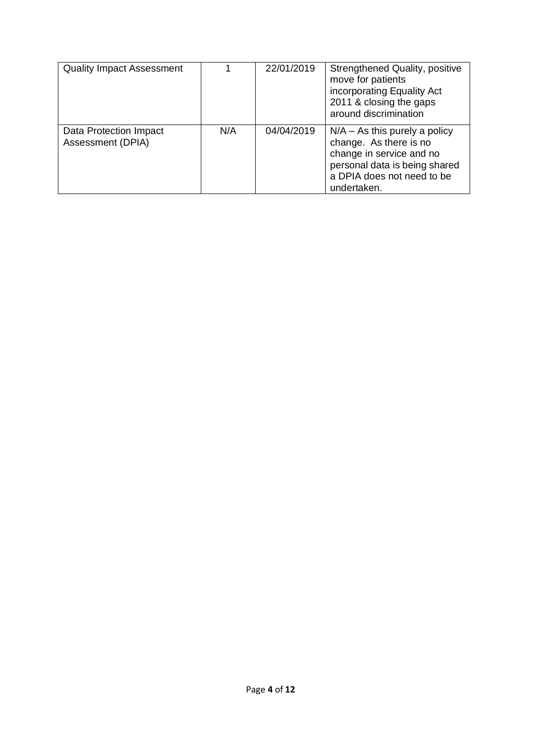| Quality Impact Assessment | 1 | 22/01/2019 | Strengthened Quality, positive move for patients incorporating Equality Act 2011 & closing the gaps around discrimination |
|---|---|---|---|
| Data Protection Impact Assessment (DPIA) | N/A | 04/04/2019 | N/A – As this purely a policy change. As there is no change in service and no personal data is being shared a DPIA does not need to be undertaken. |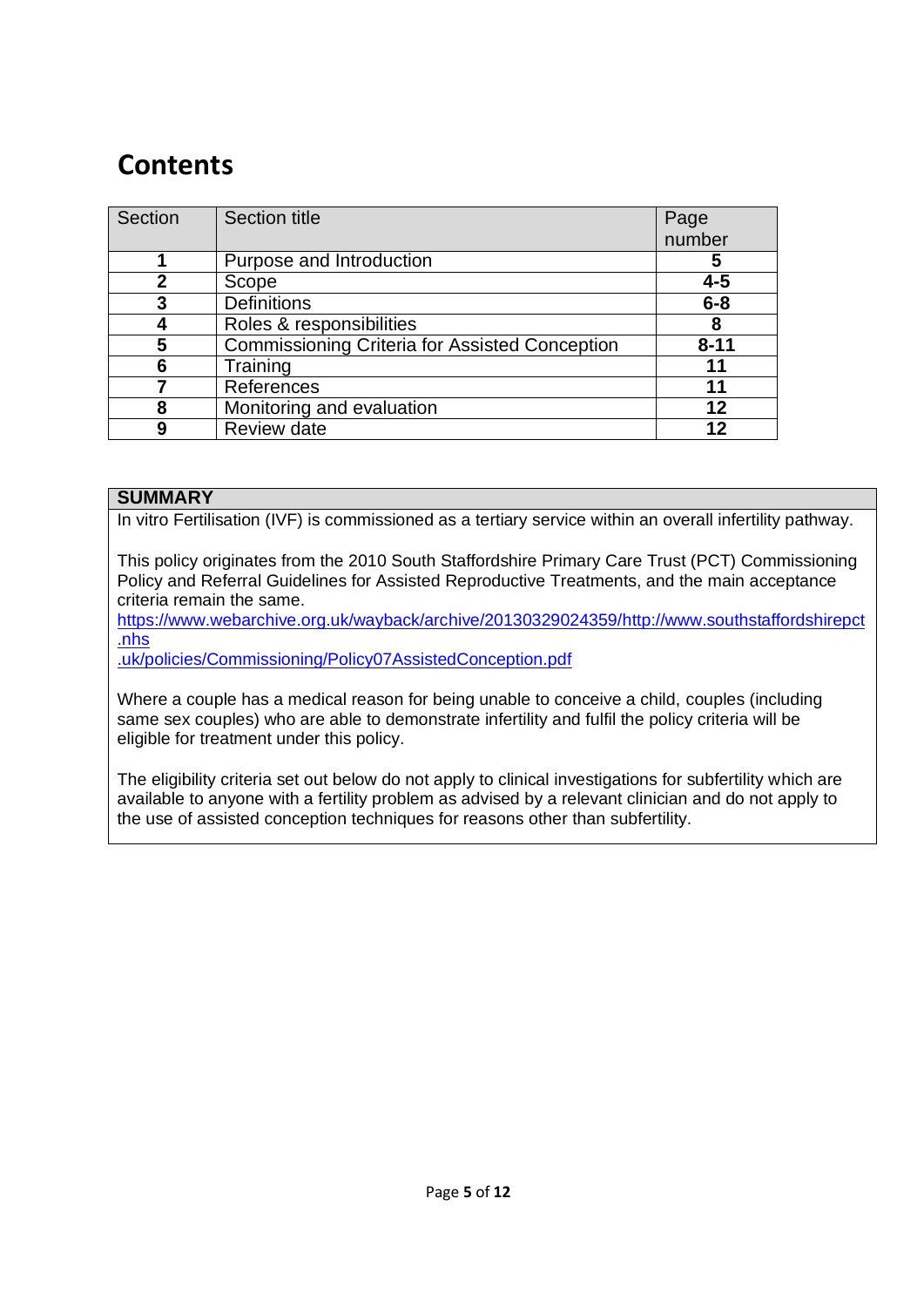# Contents

| Section | Section title | Page number |
|---|---|---|
| **1** | Purpose and Introduction | **5** |
| **2** | Scope | **4-5** |
| **3** | Definitions | **6-8** |
| **4** | Roles & responsibilities | **8** |
| **5** | Commissioning Criteria for Assisted Conception | **8-11** |
| **6** | Training | **11** |
| **7** | References | **11** |
| **8** | Monitoring and evaluation | **12** |
| **9** | Review date | **12** |

**SUMMARY**

In vitro Fertilisation (IVF) is commissioned as a tertiary service within an overall infertility pathway.

This policy originates from the 2010 South Staffordshire Primary Care Trust (PCT) Commissioning Policy and Referral Guidelines for Assisted Reproductive Treatments, and the main acceptance criteria remain the same.
https://www.webarchive.org.uk/wayback/archive/20130329024359/http://www.southstaffordshirepct.nhs.uk/policies/Commissioning/Policy07AssistedConception.pdf

Where a couple has a medical reason for being unable to conceive a child, couples (including same sex couples) who are able to demonstrate infertility and fulfil the policy criteria will be eligible for treatment under this policy.

The eligibility criteria set out below do not apply to clinical investigations for subfertility which are available to anyone with a fertility problem as advised by a relevant clinician and do not apply to the use of assisted conception techniques for reasons other than subfertility.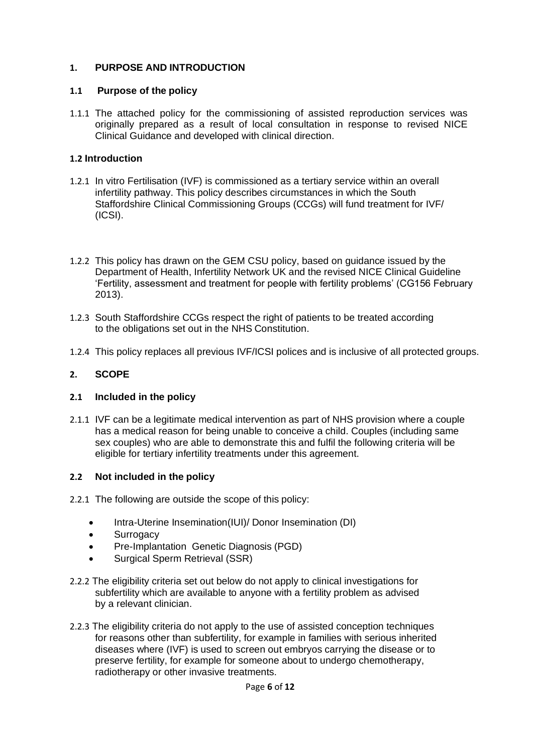## 1. PURPOSE AND INTRODUCTION

### 1.1 Purpose of the policy

1.1.1 The attached policy for the commissioning of assisted reproduction services was originally prepared as a result of local consultation in response to revised NICE Clinical Guidance and developed with clinical direction.

### 1.2 Introduction

1.2.1 In vitro Fertilisation (IVF) is commissioned as a tertiary service within an overall infertility pathway. This policy describes circumstances in which the South Staffordshire Clinical Commissioning Groups (CCGs) will fund treatment for IVF/ (ICSI).

1.2.2 This policy has drawn on the GEM CSU policy, based on guidance issued by the Department of Health, Infertility Network UK and the revised NICE Clinical Guideline 'Fertility, assessment and treatment for people with fertility problems' (CG156 February 2013).

1.2.3 South Staffordshire CCGs respect the right of patients to be treated according to the obligations set out in the NHS Constitution.

1.2.4 This policy replaces all previous IVF/ICSI polices and is inclusive of all protected groups.

## 2. SCOPE

### 2.1 Included in the policy

2.1.1 IVF can be a legitimate medical intervention as part of NHS provision where a couple has a medical reason for being unable to conceive a child. Couples (including same sex couples) who are able to demonstrate this and fulfil the following criteria will be eligible for tertiary infertility treatments under this agreement.

### 2.2 Not included in the policy

2.2.1 The following are outside the scope of this policy:

- Intra-Uterine Insemination(IUI)/ Donor Insemination (DI)
- Surrogacy
- Pre-Implantation Genetic Diagnosis (PGD)
- Surgical Sperm Retrieval (SSR)

2.2.2 The eligibility criteria set out below do not apply to clinical investigations for subfertility which are available to anyone with a fertility problem as advised by a relevant clinician.

2.2.3 The eligibility criteria do not apply to the use of assisted conception techniques for reasons other than subfertility, for example in families with serious inherited diseases where (IVF) is used to screen out embryos carrying the disease or to preserve fertility, for example for someone about to undergo chemotherapy, radiotherapy or other invasive treatments.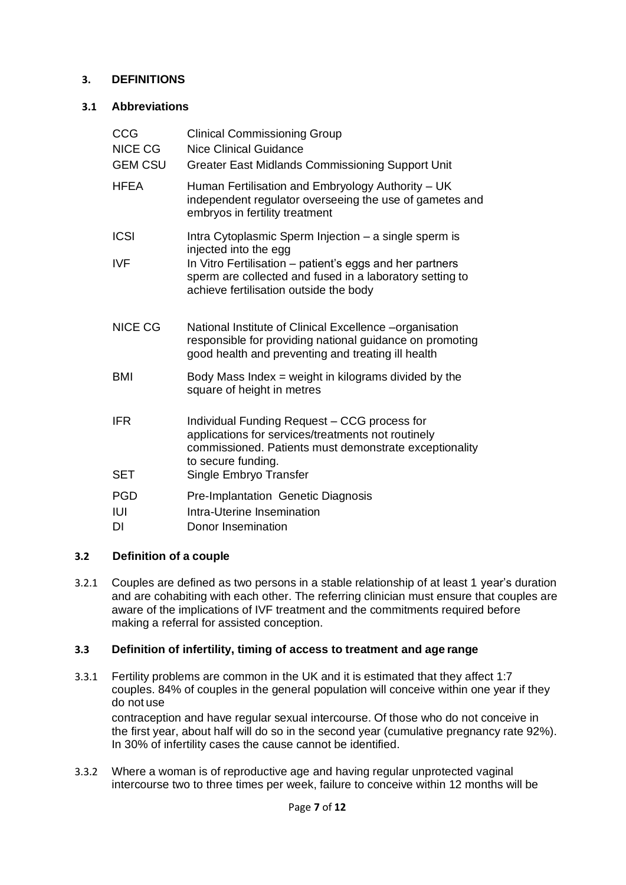## 3. DEFINITIONS

### 3.1 Abbreviations

| | |
|---|---|
| CCG | Clinical Commissioning Group |
| NICE CG | Nice Clinical Guidance |
| GEM CSU | Greater East Midlands Commissioning Support Unit |
| HFEA | Human Fertilisation and Embryology Authority – UK independent regulator overseeing the use of gametes and embryos in fertility treatment |
| ICSI | Intra Cytoplasmic Sperm Injection – a single sperm is injected into the egg |
| IVF | In Vitro Fertilisation – patient's eggs and her partners sperm are collected and fused in a laboratory setting to achieve fertilisation outside the body |
| NICE CG | National Institute of Clinical Excellence –organisation responsible for providing national guidance on promoting good health and preventing and treating ill health |
| BMI | Body Mass Index = weight in kilograms divided by the square of height in metres |
| IFR | Individual Funding Request – CCG process for applications for services/treatments not routinely commissioned. Patients must demonstrate exceptionality to secure funding. |
| SET | Single Embryo Transfer |
| PGD | Pre-Implantation Genetic Diagnosis |
| IUI | Intra-Uterine Insemination |
| DI | Donor Insemination |

### 3.2 Definition of a couple

3.2.1 Couples are defined as two persons in a stable relationship of at least 1 year's duration and are cohabiting with each other. The referring clinician must ensure that couples are aware of the implications of IVF treatment and the commitments required before making a referral for assisted conception.

### 3.3 Definition of infertility, timing of access to treatment and age range

3.3.1 Fertility problems are common in the UK and it is estimated that they affect 1:7 couples. 84% of couples in the general population will conceive within one year if they do not use contraception and have regular sexual intercourse. Of those who do not conceive in the first year, about half will do so in the second year (cumulative pregnancy rate 92%). In 30% of infertility cases the cause cannot be identified.

3.3.2 Where a woman is of reproductive age and having regular unprotected vaginal intercourse two to three times per week, failure to conceive within 12 months will be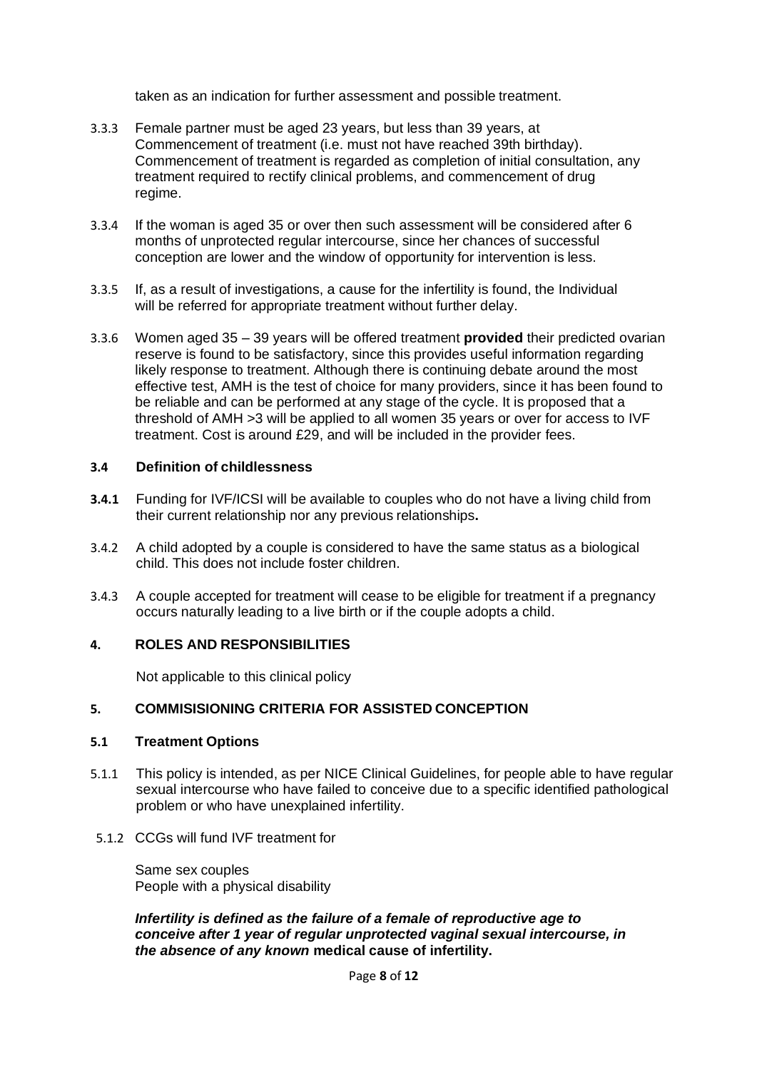taken as an indication for further assessment and possible treatment.

3.3.3 Female partner must be aged 23 years, but less than 39 years, at Commencement of treatment (i.e. must not have reached 39th birthday). Commencement of treatment is regarded as completion of initial consultation, any treatment required to rectify clinical problems, and commencement of drug regime.

3.3.4 If the woman is aged 35 or over then such assessment will be considered after 6 months of unprotected regular intercourse, since her chances of successful conception are lower and the window of opportunity for intervention is less.

3.3.5 If, as a result of investigations, a cause for the infertility is found, the Individual will be referred for appropriate treatment without further delay.

3.3.6 Women aged 35 – 39 years will be offered treatment **provided** their predicted ovarian reserve is found to be satisfactory, since this provides useful information regarding likely response to treatment. Although there is continuing debate around the most effective test, AMH is the test of choice for many providers, since it has been found to be reliable and can be performed at any stage of the cycle. It is proposed that a threshold of AMH >3 will be applied to all women 35 years or over for access to IVF treatment. Cost is around £29, and will be included in the provider fees.

### 3.4 Definition of childlessness

**3.4.1** Funding for IVF/ICSI will be available to couples who do not have a living child from their current relationship nor any previous relationships**.**

3.4.2 A child adopted by a couple is considered to have the same status as a biological child. This does not include foster children.

3.4.3 A couple accepted for treatment will cease to be eligible for treatment if a pregnancy occurs naturally leading to a live birth or if the couple adopts a child.

## 4. ROLES AND RESPONSIBILITIES

Not applicable to this clinical policy

## 5. COMMISISIONING CRITERIA FOR ASSISTED CONCEPTION

### 5.1 Treatment Options

5.1.1 This policy is intended, as per NICE Clinical Guidelines, for people able to have regular sexual intercourse who have failed to conceive due to a specific identified pathological problem or who have unexplained infertility.

5.1.2 CCGs will fund IVF treatment for

Same sex couples
People with a physical disability

***Infertility is defined as the failure of a female of reproductive age to conceive after 1 year of regular unprotected vaginal sexual intercourse, in the absence of any known* medical cause of infertility.**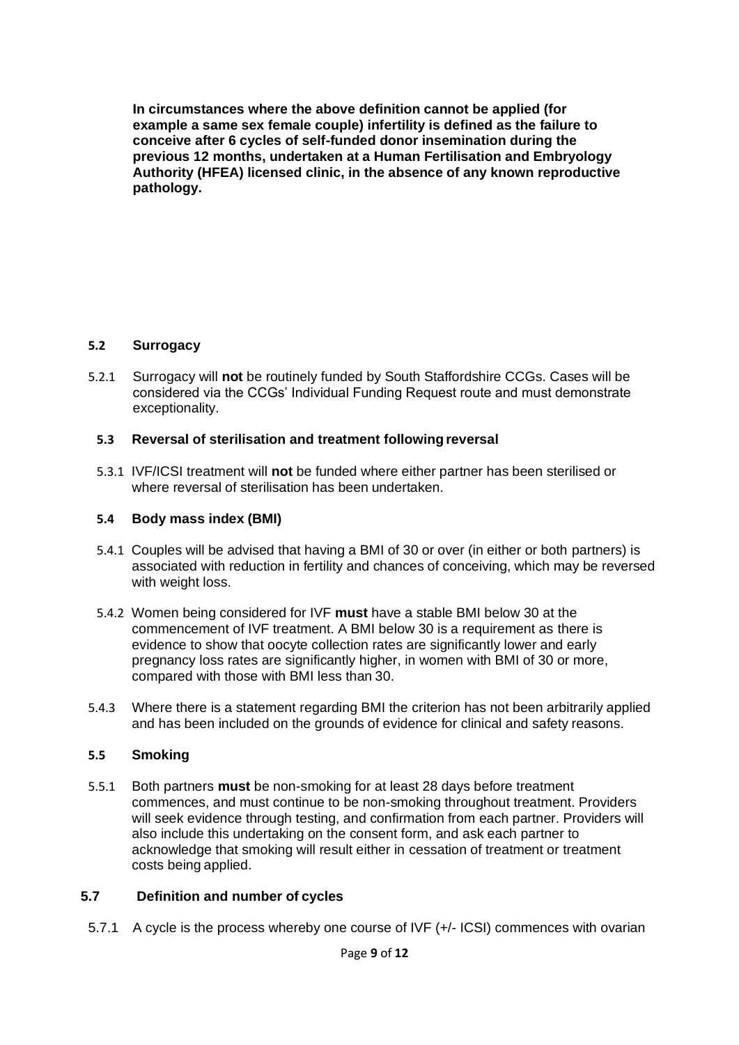**In circumstances where the above definition cannot be applied (for example a same sex female couple) infertility is defined as the failure to conceive after 6 cycles of self-funded donor insemination during the previous 12 months, undertaken at a Human Fertilisation and Embryology Authority (HFEA) licensed clinic, in the absence of any known reproductive pathology.**

### 5.2 Surrogacy

5.2.1 Surrogacy will **not** be routinely funded by South Staffordshire CCGs. Cases will be considered via the CCGs' Individual Funding Request route and must demonstrate exceptionality.

### 5.3 Reversal of sterilisation and treatment following reversal

5.3.1 IVF/ICSI treatment will **not** be funded where either partner has been sterilised or where reversal of sterilisation has been undertaken.

### 5.4 Body mass index (BMI)

5.4.1 Couples will be advised that having a BMI of 30 or over (in either or both partners) is associated with reduction in fertility and chances of conceiving, which may be reversed with weight loss.

5.4.2 Women being considered for IVF **must** have a stable BMI below 30 at the commencement of IVF treatment. A BMI below 30 is a requirement as there is evidence to show that oocyte collection rates are significantly lower and early pregnancy loss rates are significantly higher, in women with BMI of 30 or more, compared with those with BMI less than 30.

5.4.3 Where there is a statement regarding BMI the criterion has not been arbitrarily applied and has been included on the grounds of evidence for clinical and safety reasons.

### 5.5 Smoking

5.5.1 Both partners **must** be non-smoking for at least 28 days before treatment commences, and must continue to be non-smoking throughout treatment. Providers will seek evidence through testing, and confirmation from each partner. Providers will also include this undertaking on the consent form, and ask each partner to acknowledge that smoking will result either in cessation of treatment or treatment costs being applied.

### 5.7 Definition and number of cycles

5.7.1 A cycle is the process whereby one course of IVF (+/- ICSI) commences with ovarian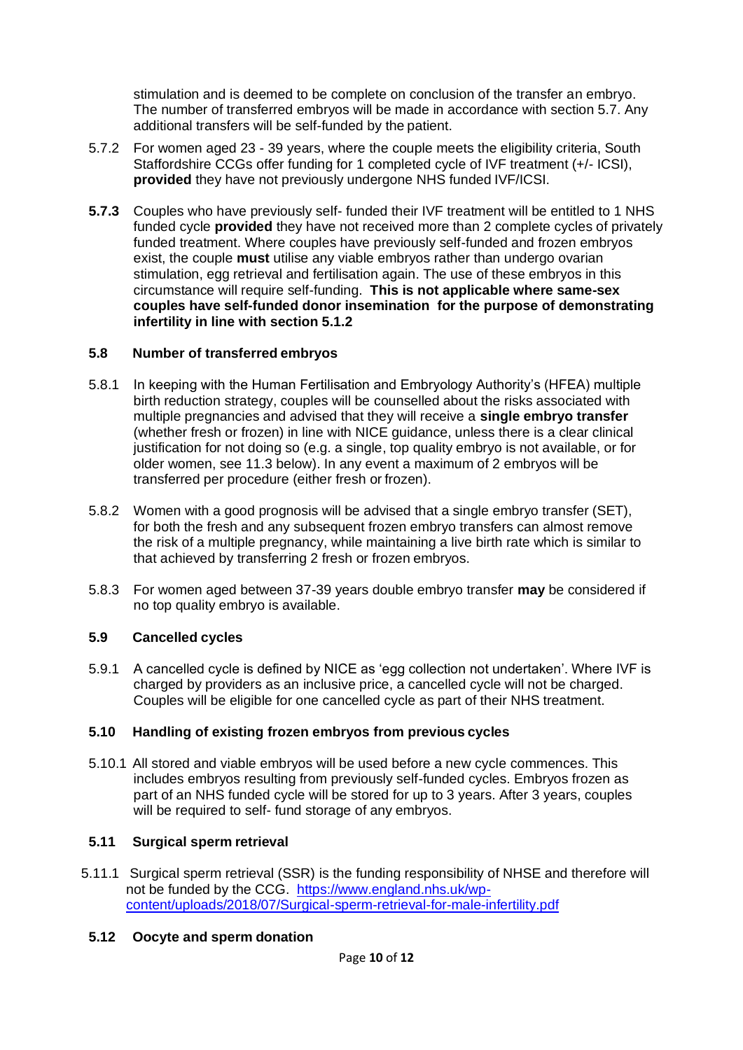stimulation and is deemed to be complete on conclusion of the transfer an embryo. The number of transferred embryos will be made in accordance with section 5.7. Any additional transfers will be self-funded by the patient.

5.7.2 For women aged 23 - 39 years, where the couple meets the eligibility criteria, South Staffordshire CCGs offer funding for 1 completed cycle of IVF treatment (+/- ICSI), **provided** they have not previously undergone NHS funded IVF/ICSI.

**5.7.3** Couples who have previously self- funded their IVF treatment will be entitled to 1 NHS funded cycle **provided** they have not received more than 2 complete cycles of privately funded treatment. Where couples have previously self-funded and frozen embryos exist, the couple **must** utilise any viable embryos rather than undergo ovarian stimulation, egg retrieval and fertilisation again. The use of these embryos in this circumstance will require self-funding. **This is not applicable where same-sex couples have self-funded donor insemination for the purpose of demonstrating infertility in line with section 5.1.2**

### 5.8 Number of transferred embryos

5.8.1 In keeping with the Human Fertilisation and Embryology Authority's (HFEA) multiple birth reduction strategy, couples will be counselled about the risks associated with multiple pregnancies and advised that they will receive a **single embryo transfer** (whether fresh or frozen) in line with NICE guidance, unless there is a clear clinical justification for not doing so (e.g. a single, top quality embryo is not available, or for older women, see 11.3 below). In any event a maximum of 2 embryos will be transferred per procedure (either fresh or frozen).

5.8.2 Women with a good prognosis will be advised that a single embryo transfer (SET), for both the fresh and any subsequent frozen embryo transfers can almost remove the risk of a multiple pregnancy, while maintaining a live birth rate which is similar to that achieved by transferring 2 fresh or frozen embryos.

5.8.3 For women aged between 37-39 years double embryo transfer **may** be considered if no top quality embryo is available.

### 5.9 Cancelled cycles

5.9.1 A cancelled cycle is defined by NICE as 'egg collection not undertaken'. Where IVF is charged by providers as an inclusive price, a cancelled cycle will not be charged. Couples will be eligible for one cancelled cycle as part of their NHS treatment.

### 5.10 Handling of existing frozen embryos from previous cycles

5.10.1 All stored and viable embryos will be used before a new cycle commences. This includes embryos resulting from previously self-funded cycles. Embryos frozen as part of an NHS funded cycle will be stored for up to 3 years. After 3 years, couples will be required to self- fund storage of any embryos.

### 5.11 Surgical sperm retrieval

5.11.1 Surgical sperm retrieval (SSR) is the funding responsibility of NHSE and therefore will not be funded by the CCG. [https://www.england.nhs.uk/wp-content/uploads/2018/07/Surgical-sperm-retrieval-for-male-infertility.pdf](https://www.england.nhs.uk/wp-content/uploads/2018/07/Surgical-sperm-retrieval-for-male-infertility.pdf)

### 5.12 Oocyte and sperm donation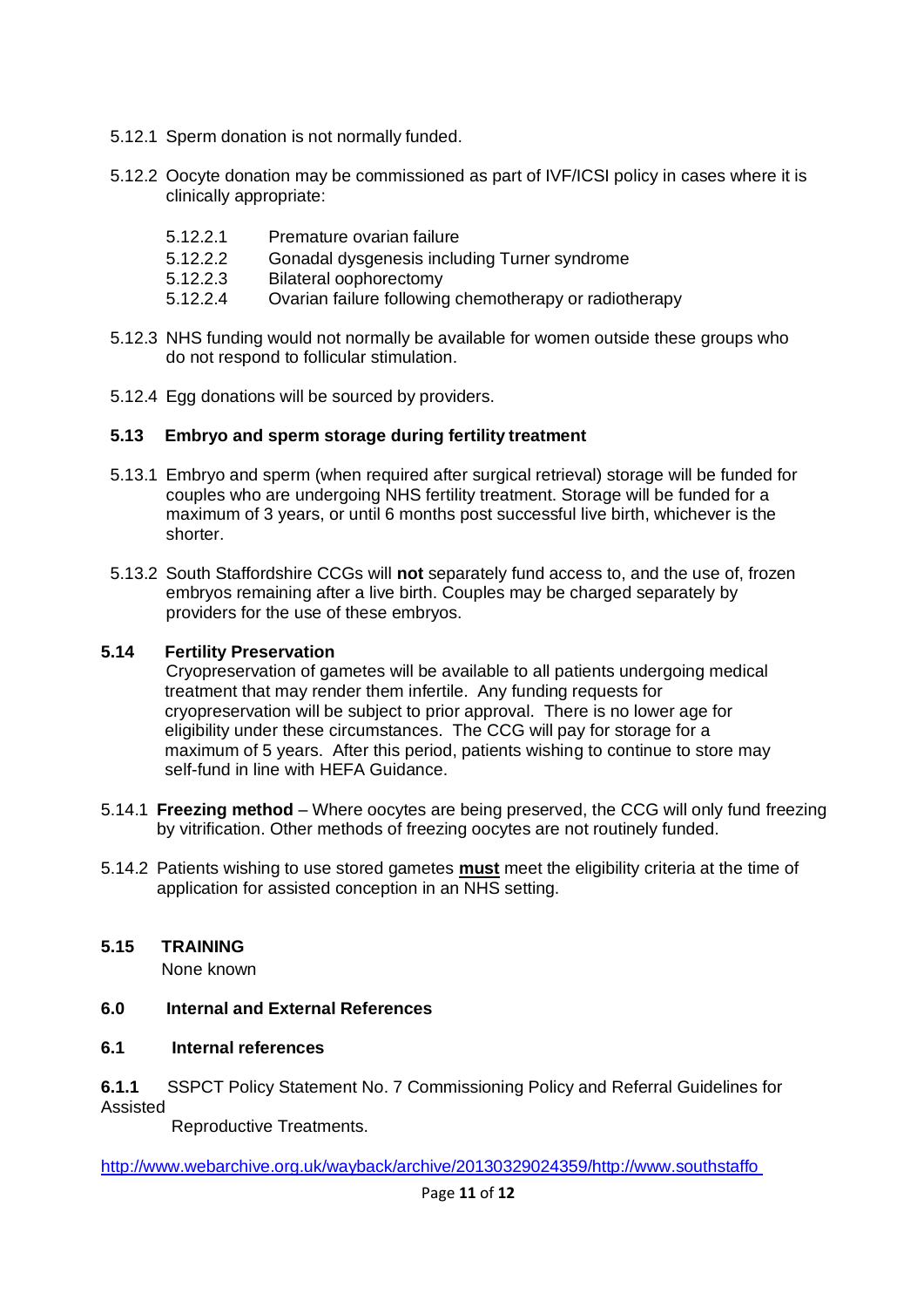5.12.1 Sperm donation is not normally funded.

5.12.2 Oocyte donation may be commissioned as part of IVF/ICSI policy in cases where it is clinically appropriate:

- 5.12.2.1 Premature ovarian failure
- 5.12.2.2 Gonadal dysgenesis including Turner syndrome
- 5.12.2.3 Bilateral oophorectomy
- 5.12.2.4 Ovarian failure following chemotherapy or radiotherapy

5.12.3 NHS funding would not normally be available for women outside these groups who do not respond to follicular stimulation.

5.12.4 Egg donations will be sourced by providers.

### 5.13 Embryo and sperm storage during fertility treatment

5.13.1 Embryo and sperm (when required after surgical retrieval) storage will be funded for couples who are undergoing NHS fertility treatment. Storage will be funded for a maximum of 3 years, or until 6 months post successful live birth, whichever is the shorter.

5.13.2 South Staffordshire CCGs will **not** separately fund access to, and the use of, frozen embryos remaining after a live birth. Couples may be charged separately by providers for the use of these embryos.

### 5.14 Fertility Preservation

Cryopreservation of gametes will be available to all patients undergoing medical treatment that may render them infertile. Any funding requests for cryopreservation will be subject to prior approval. There is no lower age for eligibility under these circumstances. The CCG will pay for storage for a maximum of 5 years. After this period, patients wishing to continue to store may self-fund in line with HEFA Guidance.

5.14.1 **Freezing method** – Where oocytes are being preserved, the CCG will only fund freezing by vitrification. Other methods of freezing oocytes are not routinely funded.

5.14.2 Patients wishing to use stored gametes **must** meet the eligibility criteria at the time of application for assisted conception in an NHS setting.

### 5.15 TRAINING

None known

## 6.0 Internal and External References

### 6.1 Internal references

**6.1.1** SSPCT Policy Statement No. 7 Commissioning Policy and Referral Guidelines for Assisted Reproductive Treatments.

http://www.webarchive.org.uk/wayback/archive/20130329024359/http://www.southstaffo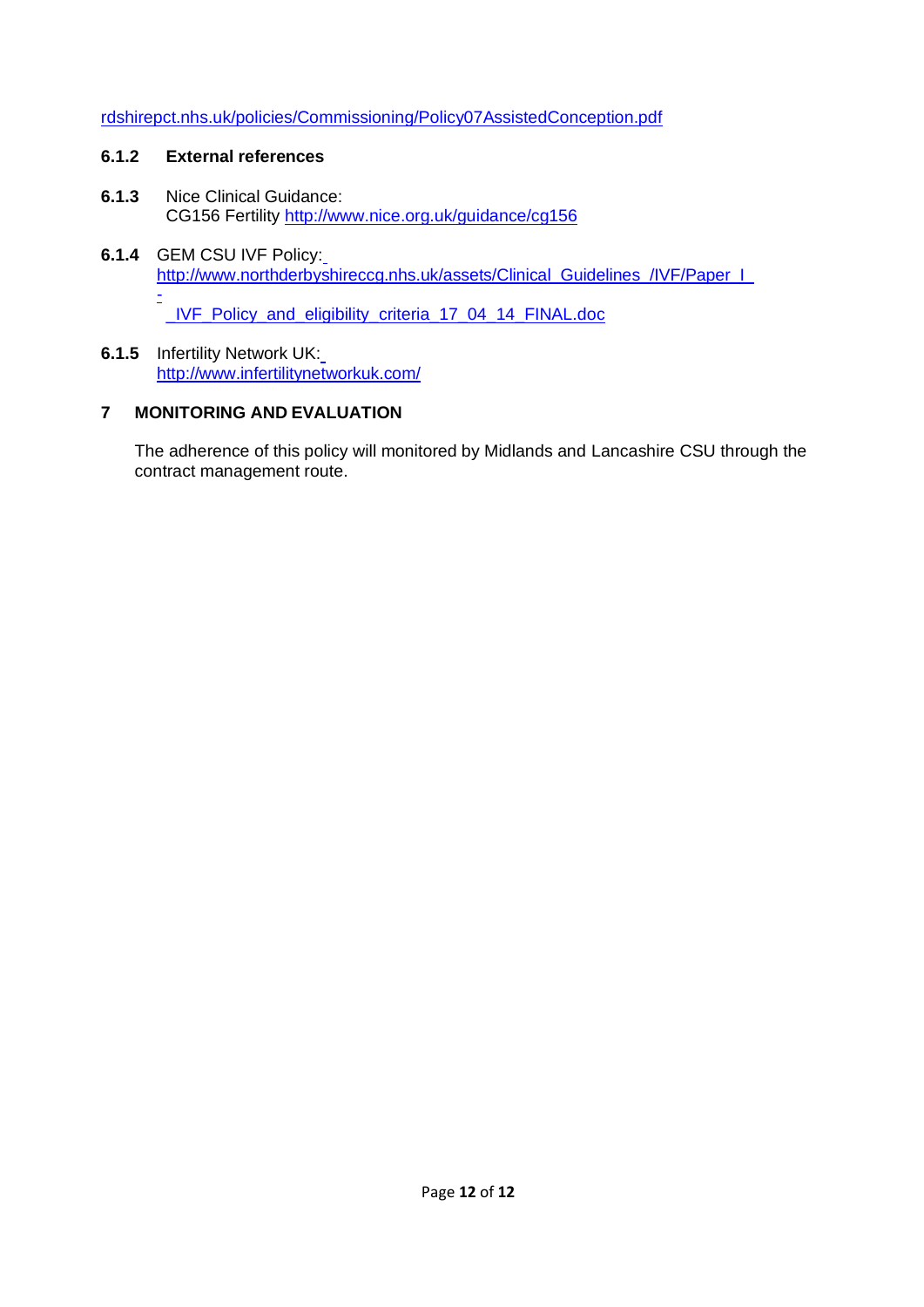rdshirepct.nhs.uk/policies/Commissioning/Policy07AssistedConception.pdf

**6.1.2 External references**

**6.1.3** Nice Clinical Guidance:
CG156 Fertility http://www.nice.org.uk/guidance/cg156

**6.1.4** GEM CSU IVF Policy:
http://www.northderbyshireccg.nhs.uk/assets/Clinical_Guidelines_/IVF/Paper_I_-_IVF_Policy_and_eligibility_criteria_17_04_14_FINAL.doc

**6.1.5** Infertility Network UK:
http://www.infertilitynetworkuk.com/

## 7 MONITORING AND EVALUATION

The adherence of this policy will monitored by Midlands and Lancashire CSU through the contract management route.